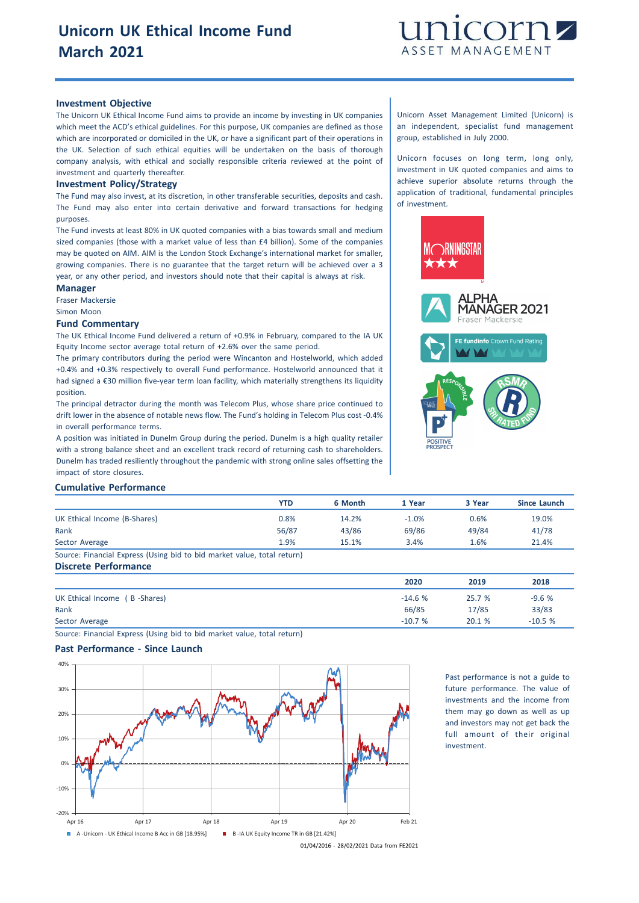# Unicorn UK Ethical Income Fund March 2021

unicorn ASSET MANAGEMENT

## Investment Objective

The Unicorn UK Ethical Income Fund aims to provide an income by investing in UK companies which meet the ACD's ethical guidelines. For this purpose, UK companies are defined as those which are incorporated or domiciled in the UK, or have a significant part of their operations in the UK. Selection of such ethical equities will be undertaken on the basis of thorough company analysis, with ethical and socially responsible criteria reviewed at the point of investment and quarterly thereafter.

## Investment Policy/Strategy

The Fund may also invest, at its discretion, in other transferable securities, deposits and cash. The Fund may also enter into certain derivative and forward transactions for hedging purposes.

The Fund invests at least 80% in UK quoted companies with a bias towards small and medium sized companies (those with a market value of less than £4 billion). Some of the companies may be quoted on AIM. AIM is the London Stock Exchange's international market for smaller, growing companies. There is no guarantee that the target return will be achieved over a 3 year, or any other period, and investors should note that their capital is always at risk.

## Manager

Fraser Mackersie

Simon Moon

## Fund Commentary

The UK Ethical Income Fund delivered a return of +0.9% in February, compared to the IA UK Equity Income sector average total return of +2.6% over the same period.

The primary contributors during the period were Wincanton and Hostelworld, which added +0.4% and +0.3% respectively to overall Fund performance. Hostelworld announced that it had signed a €30 million five-year term loan facility, which materially strengthens its liquidity position.

The principal detractor during the month was Telecom Plus, whose share price continued to drift lower in the absence of notable news flow. The Fund's holding in Telecom Plus cost -0.4% in overall performance terms.

A position was initiated in Dunelm Group during the period. Dunelm is a high quality retailer with a strong balance sheet and an excellent track record of returning cash to shareholders. Dunelm has traded resiliently throughout the pandemic with strong online sales offsetting the impact of store closures.

Unicorn Asset Management Limited (Unicorn) is an independent, specialist fund management group, established in July 2000.

Unicorn focuses on long term, long only, investment in UK quoted companies and aims to achieve superior absolute returns through the application of traditional, fundamental principles of investment.

MORNINGSTAR ★★★

ALPHA MANAGER 2021 Fraser Mackersie

FE fundinfo Crown Fund Rating

RESPONSIBLE POSITIVE PROSPECT

RSMR SRI RATED FUND

## Cumulative Performance

| | YTD | 6 Month | 1 Year | 3 Year | Since Launch |
|---|---|---|---|---|---|
| UK Ethical Income (B-Shares) | 0.8% | 14.2% | -1.0% | 0.6% | 19.0% |
| Rank | 56/87 | 43/86 | 69/86 | 49/84 | 41/78 |
| Sector Average | 1.9% | 15.1% | 3.4% | 1.6% | 21.4% |

Source: Financial Express (Using bid to bid market value, total return)

## Discrete Performance

| | 2020 | 2019 | 2018 |
|---|---|---|---|
| UK Ethical Income ( B -Shares) | -14.6 % | 25.7 % | -9.6 % |
| Rank | 66/85 | 17/85 | 33/83 |
| Sector Average | -10.7 % | 20.1 % | -10.5 % |

Source: Financial Express (Using bid to bid market value, total return)

## Past Performance - Since Launch

40%
30%
20%
10%
0%
-10%
-20%

Apr 16 Apr 17 Apr 18 Apr 19 Apr 20 Feb 21

A -Unicorn - UK Ethical Income B Acc in GB [18.95%]
B -IA UK Equity Income TR in GB [21.42%]

01/04/2016 - 28/02/2021 Data from FE2021

Past performance is not a guide to future performance. The value of investments and the income from them may go down as well as up and investors may not get back the full amount of their original investment.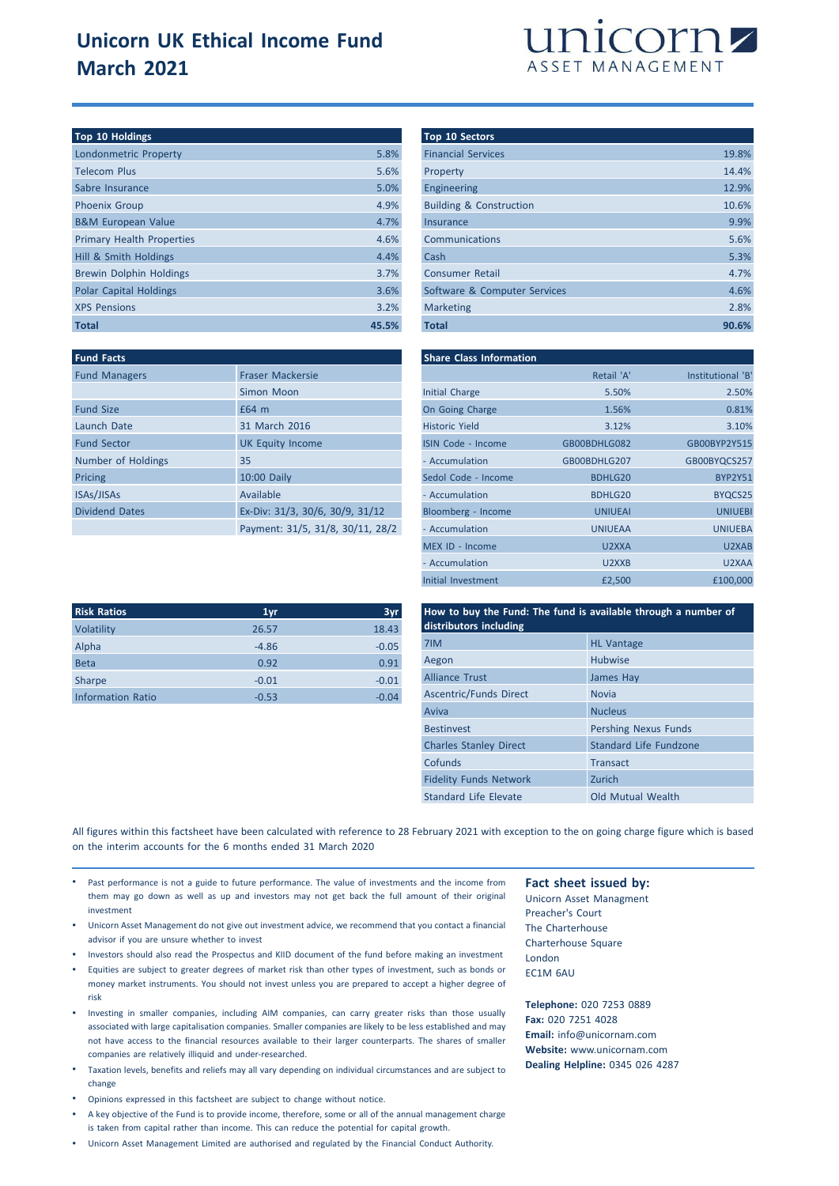# Unicorn UK Ethical Income Fund
# March 2021

unicorn ASSET MANAGEMENT

| Top 10 Holdings | |
|---|---|
| Londonmetric Property | 5.8% |
| Telecom Plus | 5.6% |
| Sabre Insurance | 5.0% |
| Phoenix Group | 4.9% |
| B&M European Value | 4.7% |
| Primary Health Properties | 4.6% |
| Hill & Smith Holdings | 4.4% |
| Brewin Dolphin Holdings | 3.7% |
| Polar Capital Holdings | 3.6% |
| XPS Pensions | 3.2% |
| **Total** | **45.5%** |

| Top 10 Sectors | |
|---|---|
| Financial Services | 19.8% |
| Property | 14.4% |
| Engineering | 12.9% |
| Building & Construction | 10.6% |
| Insurance | 9.9% |
| Communications | 5.6% |
| Cash | 5.3% |
| Consumer Retail | 4.7% |
| Software & Computer Services | 4.6% |
| Marketing | 2.8% |
| **Total** | **90.6%** |

| Fund Facts | |
|---|---|
| Fund Managers | Fraser Mackersie |
| | Simon Moon |
| Fund Size | £64 m |
| Launch Date | 31 March 2016 |
| Fund Sector | UK Equity Income |
| Number of Holdings | 35 |
| Pricing | 10:00 Daily |
| ISAs/JISAs | Available |
| Dividend Dates | Ex-Div: 31/3, 30/6, 30/9, 31/12 |
| | Payment: 31/5, 31/8, 30/11, 28/2 |

| Share Class Information | Retail 'A' | Institutional 'B' |
|---|---|---|
| Initial Charge | 5.50% | 2.50% |
| On Going Charge | 1.56% | 0.81% |
| Historic Yield | 3.12% | 3.10% |
| ISIN Code - Income | GB00BDHLG082 | GB00BYP2Y515 |
| - Accumulation | GB00BDHLG207 | GB00BYQCS257 |
| Sedol Code - Income | BDHLG20 | BYP2Y51 |
| - Accumulation | BDHLG20 | BYQCS25 |
| Bloomberg - Income | UNIUEAI | UNIUEBI |
| - Accumulation | UNIUEAA | UNIUEBA |
| MEX ID - Income | U2XXA | U2XAB |
| - Accumulation | U2XXB | U2XAA |
| Initial Investment | £2,500 | £100,000 |

| Risk Ratios | 1yr | 3yr |
|---|---|---|
| Volatility | 26.57 | 18.43 |
| Alpha | -4.86 | -0.05 |
| Beta | 0.92 | 0.91 |
| Sharpe | -0.01 | -0.01 |
| Information Ratio | -0.53 | -0.04 |

| How to buy the Fund: The fund is available through a number of distributors including | |
|---|---|
| 7IM | HL Vantage |
| Aegon | Hubwise |
| Alliance Trust | James Hay |
| Ascentric/Funds Direct | Novia |
| Aviva | Nucleus |
| Bestinvest | Pershing Nexus Funds |
| Charles Stanley Direct | Standard Life Fundzone |
| Cofunds | Transact |
| Fidelity Funds Network | Zurich |
| Standard Life Elevate | Old Mutual Wealth |

All figures within this factsheet have been calculated with reference to 28 February 2021 with exception to the on going charge figure which is based on the interim accounts for the 6 months ended 31 March 2020

- Past performance is not a guide to future performance. The value of investments and the income from them may go down as well as up and investors may not get back the full amount of their original investment
- Unicorn Asset Management do not give out investment advice, we recommend that you contact a financial advisor if you are unsure whether to invest
- Investors should also read the Prospectus and KIID document of the fund before making an investment
- Equities are subject to greater degrees of market risk than other types of investment, such as bonds or money market instruments. You should not invest unless you are prepared to accept a higher degree of risk
- Investing in smaller companies, including AIM companies, can carry greater risks than those usually associated with large capitalisation companies. Smaller companies are likely to be less established and may not have access to the financial resources available to their larger counterparts. The shares of smaller companies are relatively illiquid and under-researched.
- Taxation levels, benefits and reliefs may all vary depending on individual circumstances and are subject to change
- Opinions expressed in this factsheet are subject to change without notice.
- A key objective of the Fund is to provide income, therefore, some or all of the annual management charge is taken from capital rather than income. This can reduce the potential for capital growth.
- Unicorn Asset Management Limited are authorised and regulated by the Financial Conduct Authority.

**Fact sheet issued by:**

Unicorn Asset Managment
Preacher's Court
The Charterhouse
Charterhouse Square
London
EC1M 6AU

**Telephone:** 020 7253 0889
**Fax:** 020 7251 4028
**Email:** info@unicornam.com
**Website:** www.unicornam.com
**Dealing Helpline:** 0345 026 4287